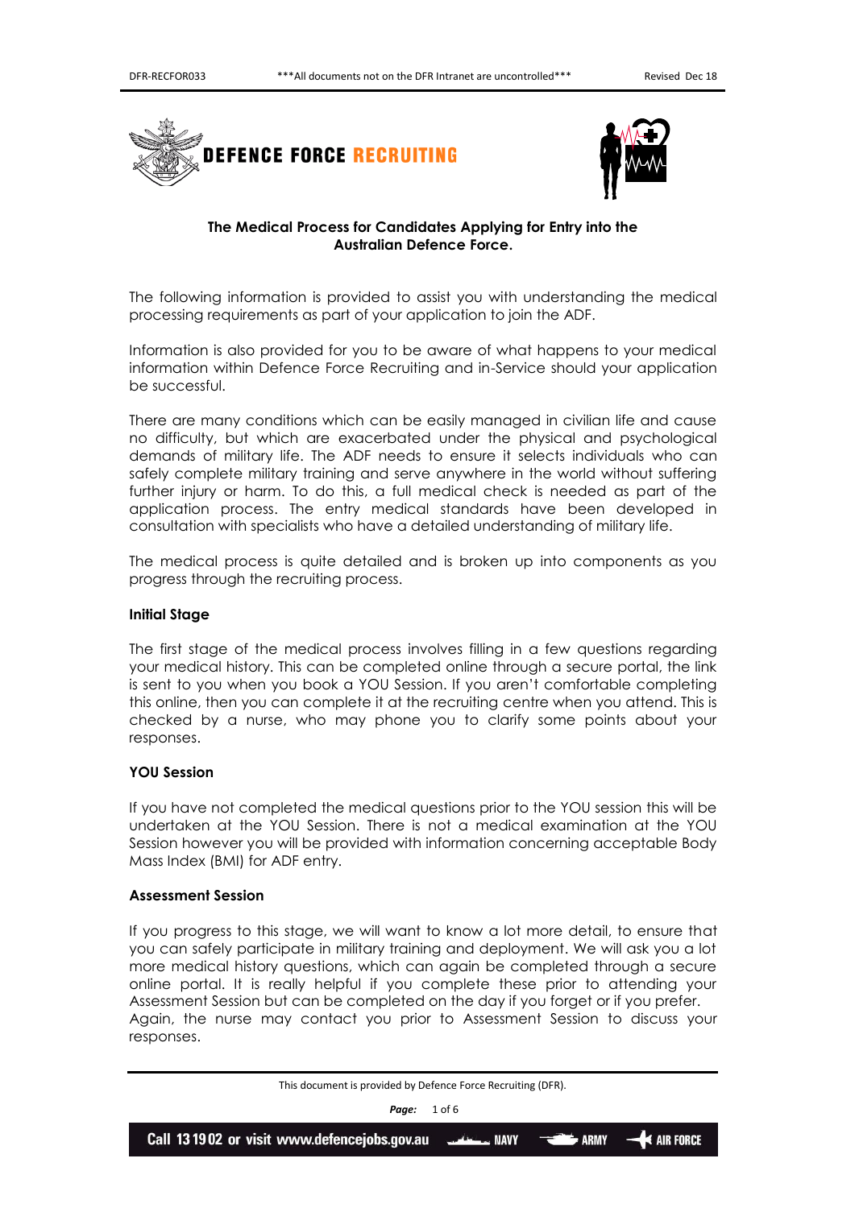**DEFENCE FORCE RECRUITING**

**The Medical Process for Candidates Applying for Entry into the Australian Defence Force.**

The following information is provided to assist you with understanding the medical processing requirements as part of your application to join the ADF.

Information is also provided for you to be aware of what happens to your medical information within Defence Force Recruiting and in-Service should your application be successful.

There are many conditions which can be easily managed in civilian life and cause no difficulty, but which are exacerbated under the physical and psychological demands of military life. The ADF needs to ensure it selects individuals who can safely complete military training and serve anywhere in the world without suffering further injury or harm. To do this, a full medical check is needed as part of the application process. The entry medical standards have been developed in consultation with specialists who have a detailed understanding of military life.

The medical process is quite detailed and is broken up into components as you progress through the recruiting process.

**Initial Stage**

The first stage of the medical process involves filling in a few questions regarding your medical history. This can be completed online through a secure portal, the link is sent to you when you book a YOU Session. If you aren't comfortable completing this online, then you can complete it at the recruiting centre when you attend. This is checked by a nurse, who may phone you to clarify some points about your responses.

**YOU Session**

If you have not completed the medical questions prior to the YOU session this will be undertaken at the YOU Session. There is not a medical examination at the YOU Session however you will be provided with information concerning acceptable Body Mass Index (BMI) for ADF entry.

**Assessment Session**

If you progress to this stage, we will want to know a lot more detail, to ensure that you can safely participate in military training and deployment. We will ask you a lot more medical history questions, which can again be completed through a secure online portal. It is really helpful if you complete these prior to attending your Assessment Session but can be completed on the day if you forget or if you prefer. Again, the nurse may contact you prior to Assessment Session to discuss your responses.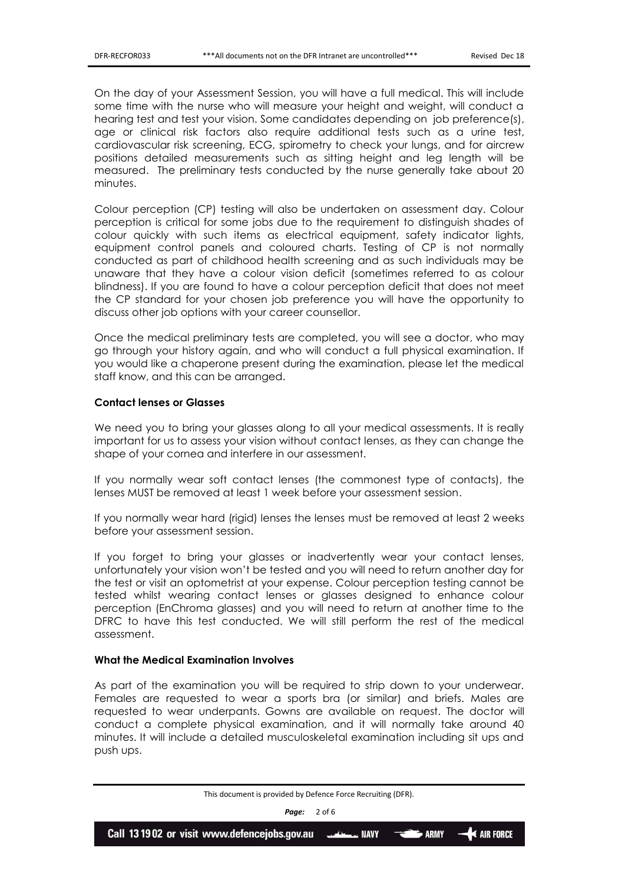On the day of your Assessment Session, you will have a full medical. This will include some time with the nurse who will measure your height and weight, will conduct a hearing test and test your vision. Some candidates depending on job preference(s), age or clinical risk factors also require additional tests such as a urine test, cardiovascular risk screening, ECG, spirometry to check your lungs, and for aircrew positions detailed measurements such as sitting height and leg length will be measured. The preliminary tests conducted by the nurse generally take about 20 minutes.

Colour perception (CP) testing will also be undertaken on assessment day. Colour perception is critical for some jobs due to the requirement to distinguish shades of colour quickly with such items as electrical equipment, safety indicator lights, equipment control panels and coloured charts. Testing of CP is not normally conducted as part of childhood health screening and as such individuals may be unaware that they have a colour vision deficit (sometimes referred to as colour blindness). If you are found to have a colour perception deficit that does not meet the CP standard for your chosen job preference you will have the opportunity to discuss other job options with your career counsellor.

Once the medical preliminary tests are completed, you will see a doctor, who may go through your history again, and who will conduct a full physical examination. If you would like a chaperone present during the examination, please let the medical staff know, and this can be arranged.

### Contact lenses or Glasses

We need you to bring your glasses along to all your medical assessments. It is really important for us to assess your vision without contact lenses, as they can change the shape of your cornea and interfere in our assessment.

If you normally wear soft contact lenses (the commonest type of contacts), the lenses MUST be removed at least 1 week before your assessment session.

If you normally wear hard (rigid) lenses the lenses must be removed at least 2 weeks before your assessment session.

If you forget to bring your glasses or inadvertently wear your contact lenses, unfortunately your vision won't be tested and you will need to return another day for the test or visit an optometrist at your expense. Colour perception testing cannot be tested whilst wearing contact lenses or glasses designed to enhance colour perception (EnChroma glasses) and you will need to return at another time to the DFRC to have this test conducted. We will still perform the rest of the medical assessment.

### What the Medical Examination Involves

As part of the examination you will be required to strip down to your underwear. Females are requested to wear a sports bra (or similar) and briefs. Males are requested to wear underpants. Gowns are available on request. The doctor will conduct a complete physical examination, and it will normally take around 40 minutes. It will include a detailed musculoskeletal examination including sit ups and push ups.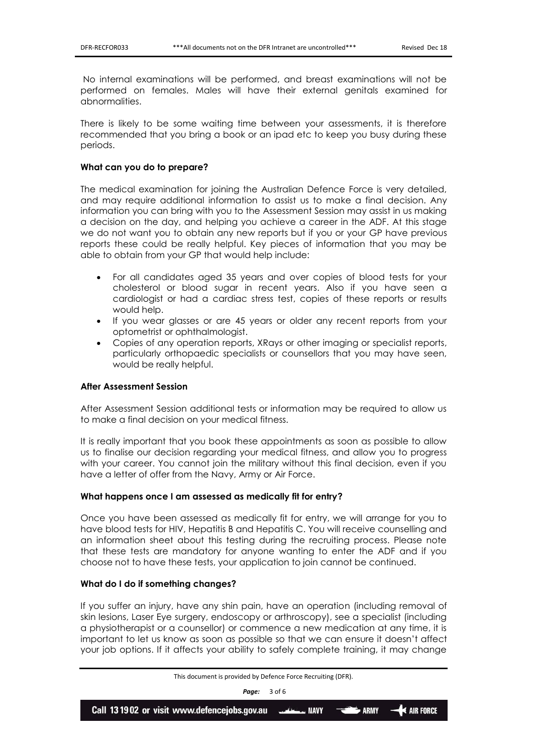No internal examinations will be performed, and breast examinations will not be performed on females. Males will have their external genitals examined for abnormalities.

There is likely to be some waiting time between your assessments, it is therefore recommended that you bring a book or an ipad etc to keep you busy during these periods.

**What can you do to prepare?**

The medical examination for joining the Australian Defence Force is very detailed, and may require additional information to assist us to make a final decision. Any information you can bring with you to the Assessment Session may assist in us making a decision on the day, and helping you achieve a career in the ADF. At this stage we do not want you to obtain any new reports but if you or your GP have previous reports these could be really helpful. Key pieces of information that you may be able to obtain from your GP that would help include:

- For all candidates aged 35 years and over copies of blood tests for your cholesterol or blood sugar in recent years. Also if you have seen a cardiologist or had a cardiac stress test, copies of these reports or results would help.
- If you wear glasses or are 45 years or older any recent reports from your optometrist or ophthalmologist.
- Copies of any operation reports, XRays or other imaging or specialist reports, particularly orthopaedic specialists or counsellors that you may have seen, would be really helpful.

**After Assessment Session**

After Assessment Session additional tests or information may be required to allow us to make a final decision on your medical fitness.

It is really important that you book these appointments as soon as possible to allow us to finalise our decision regarding your medical fitness, and allow you to progress with your career. You cannot join the military without this final decision, even if you have a letter of offer from the Navy, Army or Air Force.

**What happens once I am assessed as medically fit for entry?**

Once you have been assessed as medically fit for entry, we will arrange for you to have blood tests for HIV, Hepatitis B and Hepatitis C. You will receive counselling and an information sheet about this testing during the recruiting process. Please note that these tests are mandatory for anyone wanting to enter the ADF and if you choose not to have these tests, your application to join cannot be continued.

**What do I do if something changes?**

If you suffer an injury, have any shin pain, have an operation (including removal of skin lesions, Laser Eye surgery, endoscopy or arthroscopy), see a specialist (including a physiotherapist or a counsellor) or commence a new medication at any time, it is important to let us know as soon as possible so that we can ensure it doesn't affect your job options. If it affects your ability to safely complete training, it may change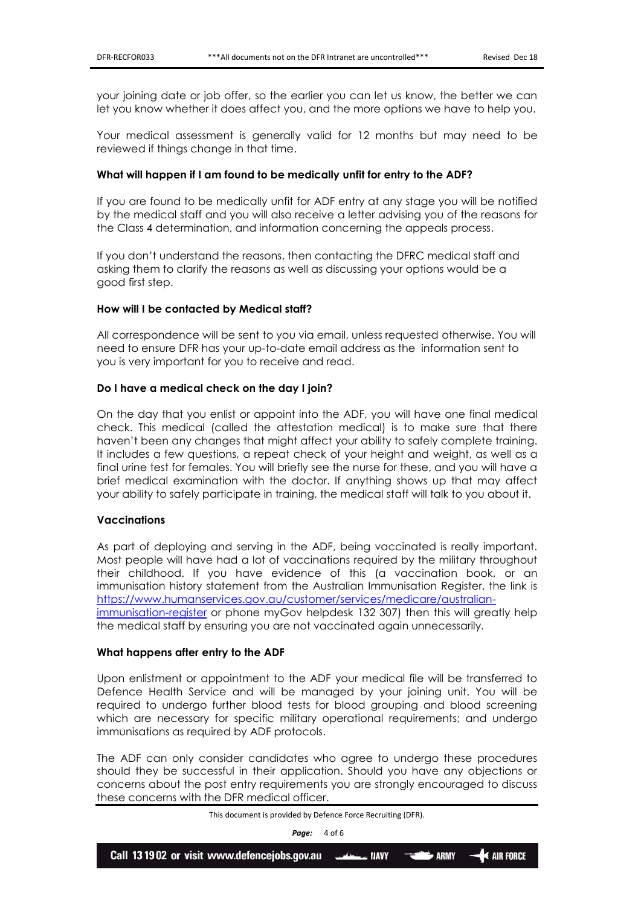your joining date or job offer, so the earlier you can let us know, the better we can let you know whether it does affect you, and the more options we have to help you.

Your medical assessment is generally valid for 12 months but may need to be reviewed if things change in that time.

**What will happen if I am found to be medically unfit for entry to the ADF?**

If you are found to be medically unfit for ADF entry at any stage you will be notified by the medical staff and you will also receive a letter advising you of the reasons for the Class 4 determination, and information concerning the appeals process.

If you don't understand the reasons, then contacting the DFRC medical staff and asking them to clarify the reasons as well as discussing your options would be a good first step.

**How will I be contacted by Medical staff?**

All correspondence will be sent to you via email, unless requested otherwise. You will need to ensure DFR has your up-to-date email address as the information sent to you is very important for you to receive and read.

**Do I have a medical check on the day I join?**

On the day that you enlist or appoint into the ADF, you will have one final medical check. This medical (called the attestation medical) is to make sure that there haven't been any changes that might affect your ability to safely complete training. It includes a few questions, a repeat check of your height and weight, as well as a final urine test for females. You will briefly see the nurse for these, and you will have a brief medical examination with the doctor. If anything shows up that may affect your ability to safely participate in training, the medical staff will talk to you about it.

**Vaccinations**

As part of deploying and serving in the ADF, being vaccinated is really important. Most people will have had a lot of vaccinations required by the military throughout their childhood. If you have evidence of this (a vaccination book, or an immunisation history statement from the Australian Immunisation Register, the link is [https://www.humanservices.gov.au/customer/services/medicare/australian-immunisation-register](https://www.humanservices.gov.au/customer/services/medicare/australian-immunisation-register) or phone myGov helpdesk 132 307) then this will greatly help the medical staff by ensuring you are not vaccinated again unnecessarily.

**What happens after entry to the ADF**

Upon enlistment or appointment to the ADF your medical file will be transferred to Defence Health Service and will be managed by your joining unit. You will be required to undergo further blood tests for blood grouping and blood screening which are necessary for specific military operational requirements; and undergo immunisations as required by ADF protocols.

The ADF can only consider candidates who agree to undergo these procedures should they be successful in their application. Should you have any objections or concerns about the post entry requirements you are strongly encouraged to discuss these concerns with the DFR medical officer.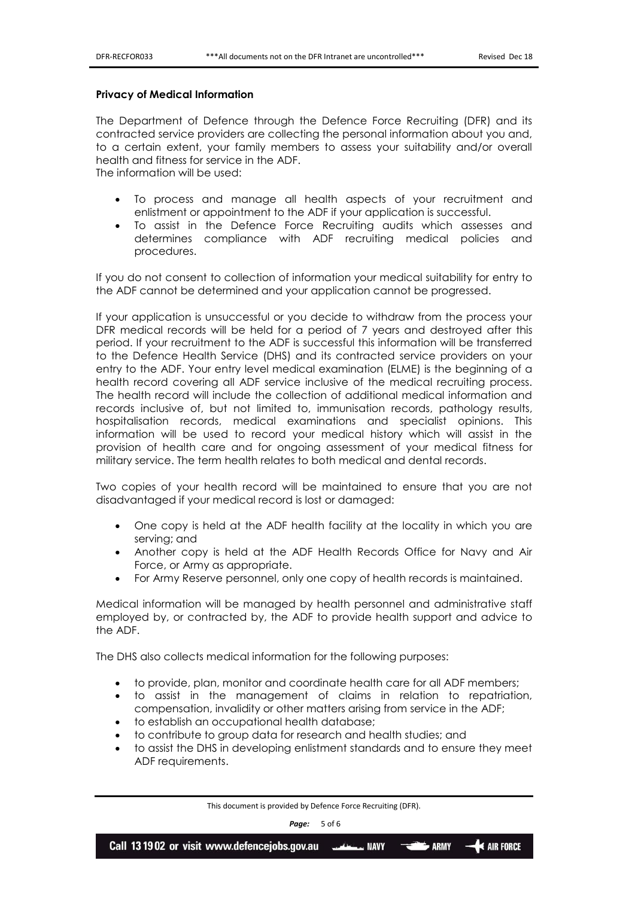**Privacy of Medical Information**

The Department of Defence through the Defence Force Recruiting (DFR) and its contracted service providers are collecting the personal information about you and, to a certain extent, your family members to assess your suitability and/or overall health and fitness for service in the ADF.
The information will be used:

- To process and manage all health aspects of your recruitment and enlistment or appointment to the ADF if your application is successful.
- To assist in the Defence Force Recruiting audits which assesses and determines compliance with ADF recruiting medical policies and procedures.

If you do not consent to collection of information your medical suitability for entry to the ADF cannot be determined and your application cannot be progressed.

If your application is unsuccessful or you decide to withdraw from the process your DFR medical records will be held for a period of 7 years and destroyed after this period. If your recruitment to the ADF is successful this information will be transferred to the Defence Health Service (DHS) and its contracted service providers on your entry to the ADF. Your entry level medical examination (ELME) is the beginning of a health record covering all ADF service inclusive of the medical recruiting process. The health record will include the collection of additional medical information and records inclusive of, but not limited to, immunisation records, pathology results, hospitalisation records, medical examinations and specialist opinions. This information will be used to record your medical history which will assist in the provision of health care and for ongoing assessment of your medical fitness for military service. The term health relates to both medical and dental records.

Two copies of your health record will be maintained to ensure that you are not disadvantaged if your medical record is lost or damaged:

- One copy is held at the ADF health facility at the locality in which you are serving; and
- Another copy is held at the ADF Health Records Office for Navy and Air Force, or Army as appropriate.
- For Army Reserve personnel, only one copy of health records is maintained.

Medical information will be managed by health personnel and administrative staff employed by, or contracted by, the ADF to provide health support and advice to the ADF.

The DHS also collects medical information for the following purposes:

- to provide, plan, monitor and coordinate health care for all ADF members;
- to assist in the management of claims in relation to repatriation, compensation, invalidity or other matters arising from service in the ADF;
- to establish an occupational health database;
- to contribute to group data for research and health studies; and
- to assist the DHS in developing enlistment standards and to ensure they meet ADF requirements.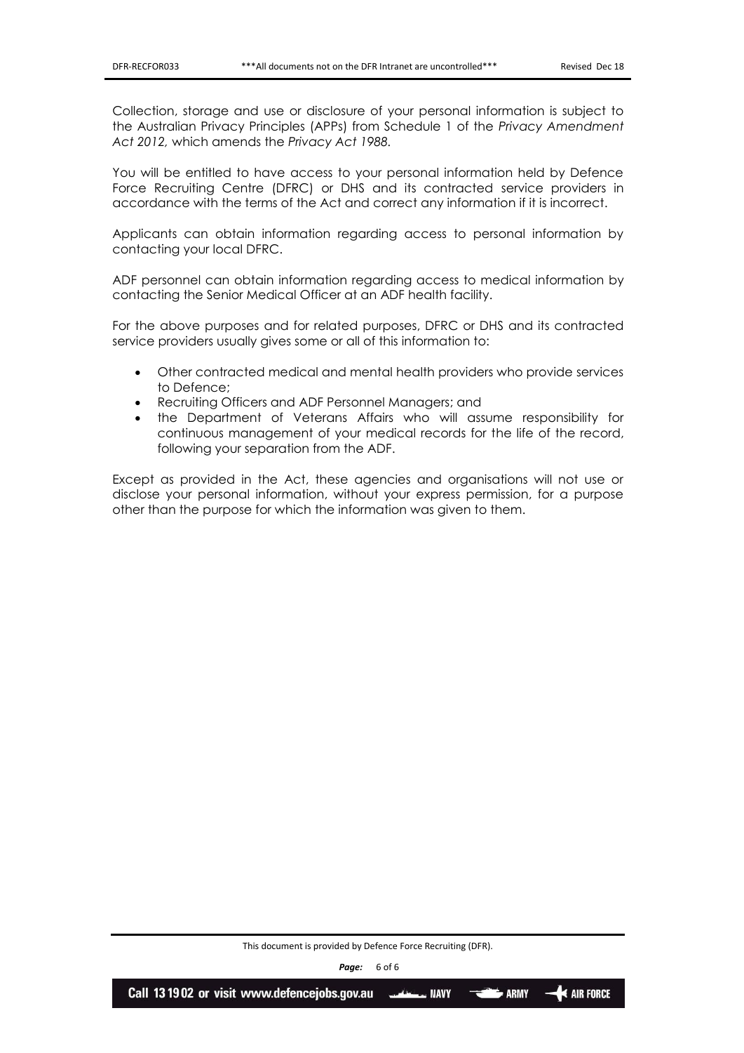Collection, storage and use or disclosure of your personal information is subject to the Australian Privacy Principles (APPs) from Schedule 1 of the *Privacy Amendment Act 2012,* which amends the *Privacy Act 1988.*

You will be entitled to have access to your personal information held by Defence Force Recruiting Centre (DFRC) or DHS and its contracted service providers in accordance with the terms of the Act and correct any information if it is incorrect.

Applicants can obtain information regarding access to personal information by contacting your local DFRC.

ADF personnel can obtain information regarding access to medical information by contacting the Senior Medical Officer at an ADF health facility.

For the above purposes and for related purposes, DFRC or DHS and its contracted service providers usually gives some or all of this information to:

- Other contracted medical and mental health providers who provide services to Defence;
- Recruiting Officers and ADF Personnel Managers; and
- the Department of Veterans Affairs who will assume responsibility for continuous management of your medical records for the life of the record, following your separation from the ADF.

Except as provided in the Act, these agencies and organisations will not use or disclose your personal information, without your express permission, for a purpose other than the purpose for which the information was given to them.